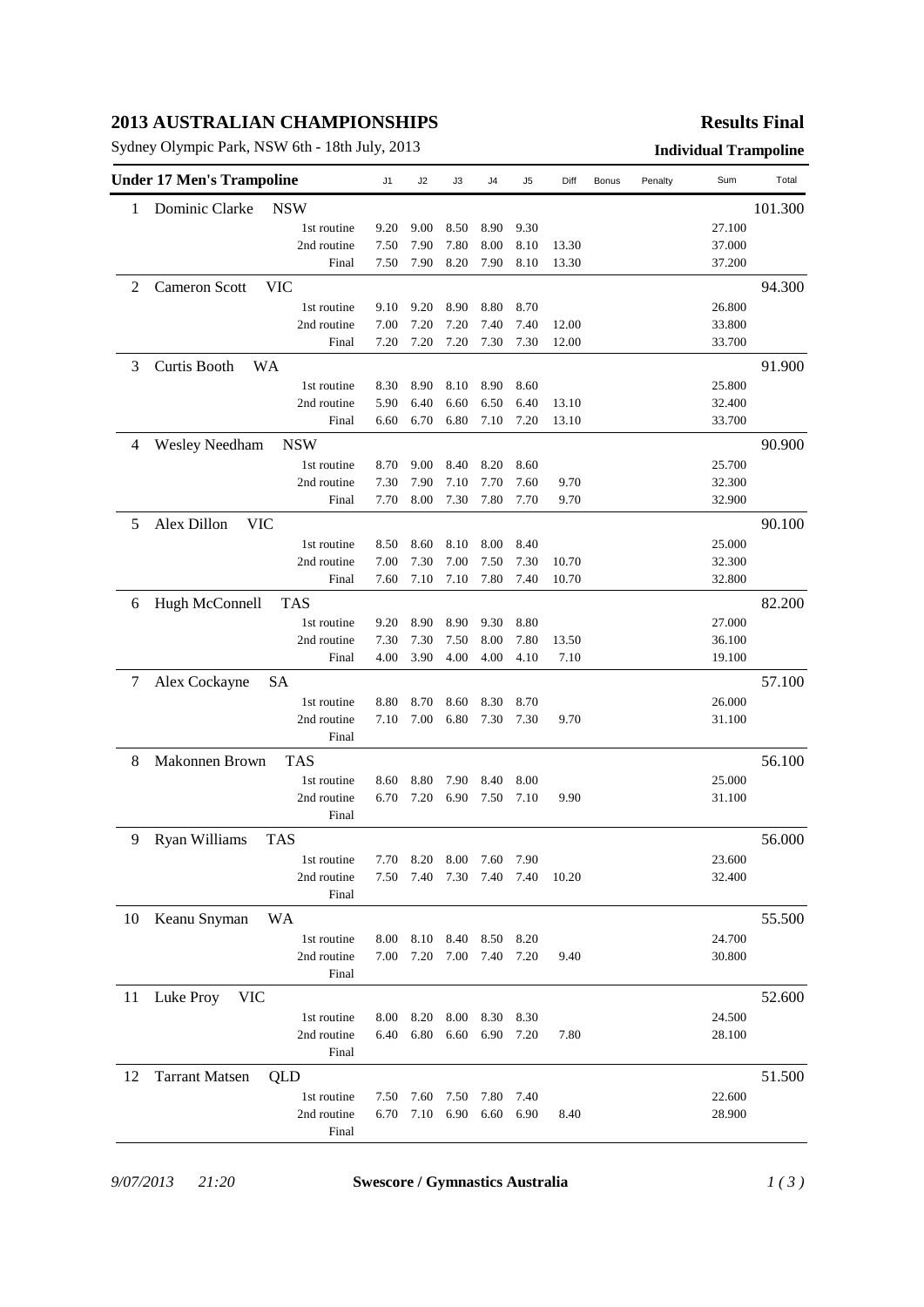# 2013 AUSTRALIAN CHAMPIONSHIPS

**Results Final**

Sydney Olympic Park, NSW 6th - 18th July, 2013

**Individual Trampoline**

| Under 17 Men's Trampoline | | J1 | J2 | J3 | J4 | J5 | Diff | Bonus | Penalty | Sum | Total |
|---|---|---|---|---|---|---|---|---|---|---|---|
| 1 | Dominic Clarke NSW | | | | | | | | | | 101.300 |
| | 1st routine | 9.20 | 9.00 | 8.50 | 8.90 | 9.30 | | | | 27.100 | |
| | 2nd routine | 7.50 | 7.90 | 7.80 | 8.00 | 8.10 | 13.30 | | | 37.000 | |
| | Final | 7.50 | 7.90 | 8.20 | 7.90 | 8.10 | 13.30 | | | 37.200 | |
| 2 | Cameron Scott VIC | | | | | | | | | | 94.300 |
| | 1st routine | 9.10 | 9.20 | 8.90 | 8.80 | 8.70 | | | | 26.800 | |
| | 2nd routine | 7.00 | 7.20 | 7.20 | 7.40 | 7.40 | 12.00 | | | 33.800 | |
| | Final | 7.20 | 7.20 | 7.20 | 7.30 | 7.30 | 12.00 | | | 33.700 | |
| 3 | Curtis Booth WA | | | | | | | | | | 91.900 |
| | 1st routine | 8.30 | 8.90 | 8.10 | 8.90 | 8.60 | | | | 25.800 | |
| | 2nd routine | 5.90 | 6.40 | 6.60 | 6.50 | 6.40 | 13.10 | | | 32.400 | |
| | Final | 6.60 | 6.70 | 6.80 | 7.10 | 7.20 | 13.10 | | | 33.700 | |
| 4 | Wesley Needham NSW | | | | | | | | | | 90.900 |
| | 1st routine | 8.70 | 9.00 | 8.40 | 8.20 | 8.60 | | | | 25.700 | |
| | 2nd routine | 7.30 | 7.90 | 7.10 | 7.70 | 7.60 | 9.70 | | | 32.300 | |
| | Final | 7.70 | 8.00 | 7.30 | 7.80 | 7.70 | 9.70 | | | 32.900 | |
| 5 | Alex Dillon VIC | | | | | | | | | | 90.100 |
| | 1st routine | 8.50 | 8.60 | 8.10 | 8.00 | 8.40 | | | | 25.000 | |
| | 2nd routine | 7.00 | 7.30 | 7.00 | 7.50 | 7.30 | 10.70 | | | 32.300 | |
| | Final | 7.60 | 7.10 | 7.10 | 7.80 | 7.40 | 10.70 | | | 32.800 | |
| 6 | Hugh McConnell TAS | | | | | | | | | | 82.200 |
| | 1st routine | 9.20 | 8.90 | 8.90 | 9.30 | 8.80 | | | | 27.000 | |
| | 2nd routine | 7.30 | 7.30 | 7.50 | 8.00 | 7.80 | 13.50 | | | 36.100 | |
| | Final | 4.00 | 3.90 | 4.00 | 4.00 | 4.10 | 7.10 | | | 19.100 | |
| 7 | Alex Cockayne SA | | | | | | | | | | 57.100 |
| | 1st routine | 8.80 | 8.70 | 8.60 | 8.30 | 8.70 | | | | 26.000 | |
| | 2nd routine | 7.10 | 7.00 | 6.80 | 7.30 | 7.30 | 9.70 | | | 31.100 | |
| | Final | | | | | | | | | | |
| 8 | Makonnen Brown TAS | | | | | | | | | | 56.100 |
| | 1st routine | 8.60 | 8.80 | 7.90 | 8.40 | 8.00 | | | | 25.000 | |
| | 2nd routine | 6.70 | 7.20 | 6.90 | 7.50 | 7.10 | 9.90 | | | 31.100 | |
| | Final | | | | | | | | | | |
| 9 | Ryan Williams TAS | | | | | | | | | | 56.000 |
| | 1st routine | 7.70 | 8.20 | 8.00 | 7.60 | 7.90 | | | | 23.600 | |
| | 2nd routine | 7.50 | 7.40 | 7.30 | 7.40 | 7.40 | 10.20 | | | 32.400 | |
| | Final | | | | | | | | | | |
| 10 | Keanu Snyman WA | | | | | | | | | | 55.500 |
| | 1st routine | 8.00 | 8.10 | 8.40 | 8.50 | 8.20 | | | | 24.700 | |
| | 2nd routine | 7.00 | 7.20 | 7.00 | 7.40 | 7.20 | 9.40 | | | 30.800 | |
| | Final | | | | | | | | | | |
| 11 | Luke Proy VIC | | | | | | | | | | 52.600 |
| | 1st routine | 8.00 | 8.20 | 8.00 | 8.30 | 8.30 | | | | 24.500 | |
| | 2nd routine | 6.40 | 6.80 | 6.60 | 6.90 | 7.20 | 7.80 | | | 28.100 | |
| | Final | | | | | | | | | | |
| 12 | Tarrant Matsen QLD | | | | | | | | | | 51.500 |
| | 1st routine | 7.50 | 7.60 | 7.50 | 7.80 | 7.40 | | | | 22.600 | |
| | 2nd routine | 6.70 | 7.10 | 6.90 | 6.60 | 6.90 | 8.40 | | | 28.900 | |
| | Final | | | | | | | | | | |

*9/07/2013 21:20* **Swescore / Gymnastics Australia**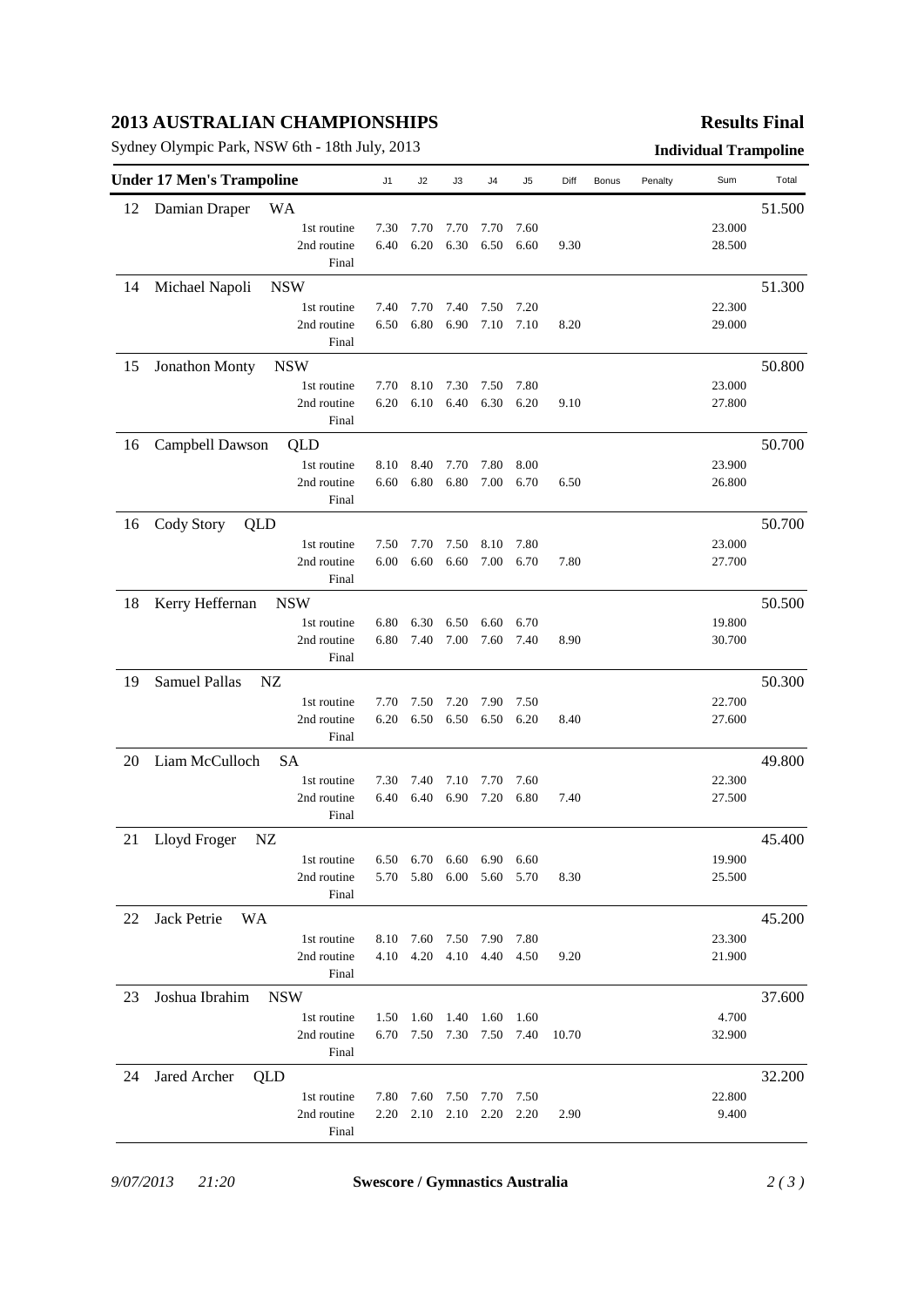# 2013 AUSTRALIAN CHAMPIONSHIPS

**Results Final**

Sydney Olympic Park, NSW 6th - 18th July, 2013

**Individual Trampoline**

| Under 17 Men's Trampoline | | J1 | J2 | J3 | J4 | J5 | Diff | Bonus | Penalty | Sum | Total |
|---|---|---|---|---|---|---|---|---|---|---|---|
| 12 | Damian Draper WA | | | | | | | | | | 51.500 |
| | 1st routine | 7.30 | 7.70 | 7.70 | 7.70 | 7.60 | | | | 23.000 | |
| | 2nd routine | 6.40 | 6.20 | 6.30 | 6.50 | 6.60 | 9.30 | | | 28.500 | |
| | Final | | | | | | | | | | |
| 14 | Michael Napoli NSW | | | | | | | | | | 51.300 |
| | 1st routine | 7.40 | 7.70 | 7.40 | 7.50 | 7.20 | | | | 22.300 | |
| | 2nd routine | 6.50 | 6.80 | 6.90 | 7.10 | 7.10 | 8.20 | | | 29.000 | |
| | Final | | | | | | | | | | |
| 15 | Jonathon Monty NSW | | | | | | | | | | 50.800 |
| | 1st routine | 7.70 | 8.10 | 7.30 | 7.50 | 7.80 | | | | 23.000 | |
| | 2nd routine | 6.20 | 6.10 | 6.40 | 6.30 | 6.20 | 9.10 | | | 27.800 | |
| | Final | | | | | | | | | | |
| 16 | Campbell Dawson QLD | | | | | | | | | | 50.700 |
| | 1st routine | 8.10 | 8.40 | 7.70 | 7.80 | 8.00 | | | | 23.900 | |
| | 2nd routine | 6.60 | 6.80 | 6.80 | 7.00 | 6.70 | 6.50 | | | 26.800 | |
| | Final | | | | | | | | | | |
| 16 | Cody Story QLD | | | | | | | | | | 50.700 |
| | 1st routine | 7.50 | 7.70 | 7.50 | 8.10 | 7.80 | | | | 23.000 | |
| | 2nd routine | 6.00 | 6.60 | 6.60 | 7.00 | 6.70 | 7.80 | | | 27.700 | |
| | Final | | | | | | | | | | |
| 18 | Kerry Heffernan NSW | | | | | | | | | | 50.500 |
| | 1st routine | 6.80 | 6.30 | 6.50 | 6.60 | 6.70 | | | | 19.800 | |
| | 2nd routine | 6.80 | 7.40 | 7.00 | 7.60 | 7.40 | 8.90 | | | 30.700 | |
| | Final | | | | | | | | | | |
| 19 | Samuel Pallas NZ | | | | | | | | | | 50.300 |
| | 1st routine | 7.70 | 7.50 | 7.20 | 7.90 | 7.50 | | | | 22.700 | |
| | 2nd routine | 6.20 | 6.50 | 6.50 | 6.50 | 6.20 | 8.40 | | | 27.600 | |
| | Final | | | | | | | | | | |
| 20 | Liam McCulloch SA | | | | | | | | | | 49.800 |
| | 1st routine | 7.30 | 7.40 | 7.10 | 7.70 | 7.60 | | | | 22.300 | |
| | 2nd routine | 6.40 | 6.40 | 6.90 | 7.20 | 6.80 | 7.40 | | | 27.500 | |
| | Final | | | | | | | | | | |
| 21 | Lloyd Froger NZ | | | | | | | | | | 45.400 |
| | 1st routine | 6.50 | 6.70 | 6.60 | 6.90 | 6.60 | | | | 19.900 | |
| | 2nd routine | 5.70 | 5.80 | 6.00 | 5.60 | 5.70 | 8.30 | | | 25.500 | |
| | Final | | | | | | | | | | |
| 22 | Jack Petrie WA | | | | | | | | | | 45.200 |
| | 1st routine | 8.10 | 7.60 | 7.50 | 7.90 | 7.80 | | | | 23.300 | |
| | 2nd routine | 4.10 | 4.20 | 4.10 | 4.40 | 4.50 | 9.20 | | | 21.900 | |
| | Final | | | | | | | | | | |
| 23 | Joshua Ibrahim NSW | | | | | | | | | | 37.600 |
| | 1st routine | 1.50 | 1.60 | 1.40 | 1.60 | 1.60 | | | | 4.700 | |
| | 2nd routine | 6.70 | 7.50 | 7.30 | 7.50 | 7.40 | 10.70 | | | 32.900 | |
| | Final | | | | | | | | | | |
| 24 | Jared Archer QLD | | | | | | | | | | 32.200 |
| | 1st routine | 7.80 | 7.60 | 7.50 | 7.70 | 7.50 | | | | 22.800 | |
| | 2nd routine | 2.20 | 2.10 | 2.10 | 2.20 | 2.20 | 2.90 | | | 9.400 | |
| | Final | | | | | | | | | | |

*9/07/2013 21:20* **Swescore / Gymnastics Australia**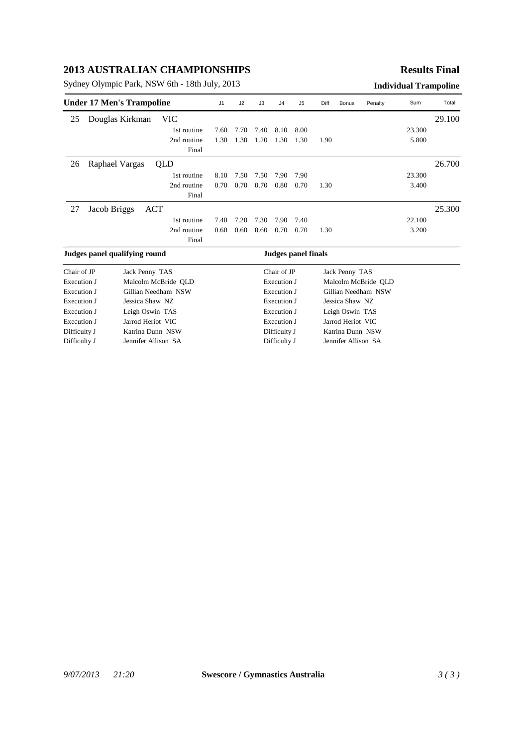# 2013 AUSTRALIAN CHAMPIONSHIPS

**Results Final**

Sydney Olympic Park, NSW 6th - 18th July, 2013

**Individual Trampoline**

| Under 17 Men's Trampoline | | | J1 | J2 | J3 | J4 | J5 | Diff | Bonus | Penalty | Sum | Total |
|---|---|---|---|---|---|---|---|---|---|---|---|---|
| 25 | Douglas Kirkman VIC | | | | | | | | | | | 29.100 |
| | | 1st routine | 7.60 | 7.70 | 7.40 | 8.10 | 8.00 | | | | 23.300 | |
| | | 2nd routine | 1.30 | 1.30 | 1.20 | 1.30 | 1.30 | 1.90 | | | 5.800 | |
| | | Final | | | | | | | | | | |
| 26 | Raphael Vargas QLD | | | | | | | | | | | 26.700 |
| | | 1st routine | 8.10 | 7.50 | 7.50 | 7.90 | 7.90 | | | | 23.300 | |
| | | 2nd routine | 0.70 | 0.70 | 0.70 | 0.80 | 0.70 | 1.30 | | | 3.400 | |
| | | Final | | | | | | | | | | |
| 27 | Jacob Briggs ACT | | | | | | | | | | | 25.300 |
| | | 1st routine | 7.40 | 7.20 | 7.30 | 7.90 | 7.40 | | | | 22.100 | |
| | | 2nd routine | 0.60 | 0.60 | 0.60 | 0.70 | 0.70 | 1.30 | | | 3.200 | |
| | | Final | | | | | | | | | | |

| Judges panel qualifying round | | Judges panel finals | |
|---|---|---|---|
| Chair of JP | Jack Penny TAS | Chair of JP | Jack Penny TAS |
| Execution J | Malcolm McBride QLD | Execution J | Malcolm McBride QLD |
| Execution J | Gillian Needham NSW | Execution J | Gillian Needham NSW |
| Execution J | Jessica Shaw NZ | Execution J | Jessica Shaw NZ |
| Execution J | Leigh Oswin TAS | Execution J | Leigh Oswin TAS |
| Execution J | Jarrod Heriot VIC | Execution J | Jarrod Heriot VIC |
| Difficulty J | Katrina Dunn NSW | Difficulty J | Katrina Dunn NSW |
| Difficulty J | Jennifer Allison SA | Difficulty J | Jennifer Allison SA |

*9/07/2013 21:20* **Swescore / Gymnastics Australia**